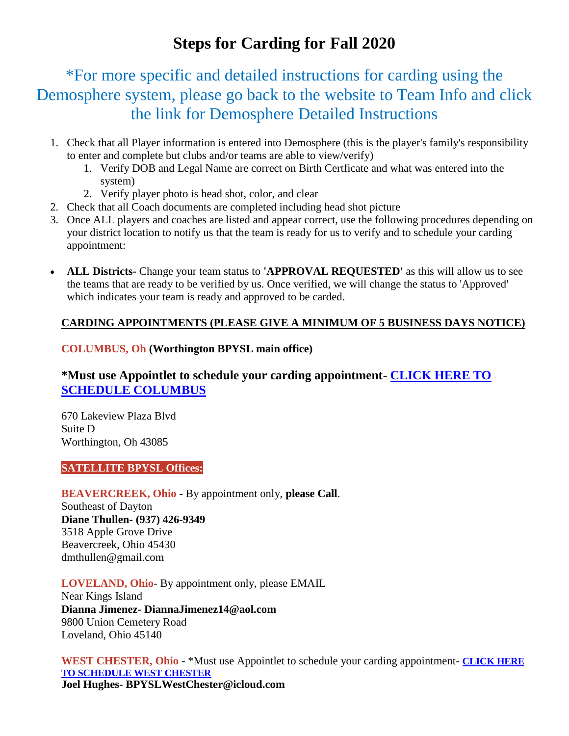# Steps for Carding for Fall 2020

*For more specific and detailed instructions for carding using the Demosphere system, please go back to the website to Team Info and click the link for Demosphere Detailed Instructions

1. Check that all Player information is entered into Demosphere (this is the player's family's responsibility to enter and complete but clubs and/or teams are able to view/verify)
   1. Verify DOB and Legal Name are correct on Birth Certficate and what was entered into the system)
   2. Verify player photo is head shot, color, and clear
2. Check that all Coach documents are completed including head shot picture
3. Once ALL players and coaches are listed and appear correct, use the following procedures depending on your district location to notify us that the team is ready for us to verify and to schedule your carding appointment:

- **ALL Districts-** Change your team status to **'APPROVAL REQUESTED'** as this will allow us to see the teams that are ready to be verified by us. Once verified, we will change the status to 'Approved' which indicates your team is ready and approved to be carded.

**CARDING APPOINTMENTS (PLEASE GIVE A MINIMUM OF 5 BUSINESS DAYS NOTICE)**

**COLUMBUS, Oh (Worthington BPYSL main office)**

### *Must use Appointlet to schedule your carding appointment- CLICK HERE TO SCHEDULE COLUMBUS

670 Lakeview Plaza Blvd
Suite D
Worthington, Oh 43085

**SATELLITE BPYSL Offices:**

**BEAVERCREEK, Ohio** - By appointment only, **please Call**.
Southeast of Dayton
**Diane Thullen- (937) 426-9349**
3518 Apple Grove Drive
Beavercreek, Ohio 45430
dmthullen@gmail.com

**LOVELAND, Ohio**- By appointment only, please EMAIL
Near Kings Island
**Dianna Jimenez- DiannaJimenez14@aol.com**
9800 Union Cemetery Road
Loveland, Ohio 45140

**WEST CHESTER, Ohio** - *Must use Appointlet to schedule your carding appointment- **CLICK HERE TO SCHEDULE WEST CHESTER**
**Joel Hughes- BPYSLWestChester@icloud.com**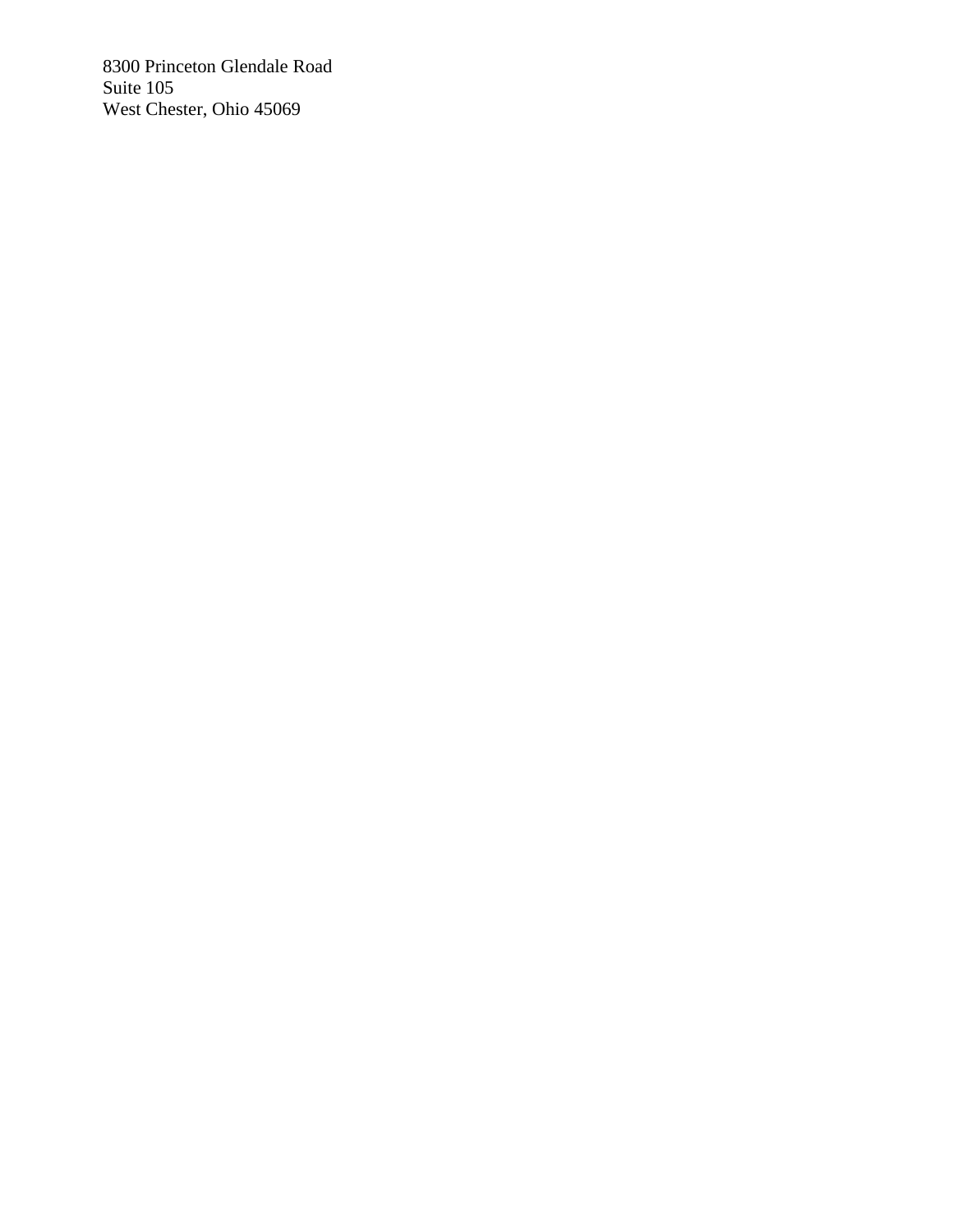8300 Princeton Glendale Road
Suite 105
West Chester, Ohio 45069